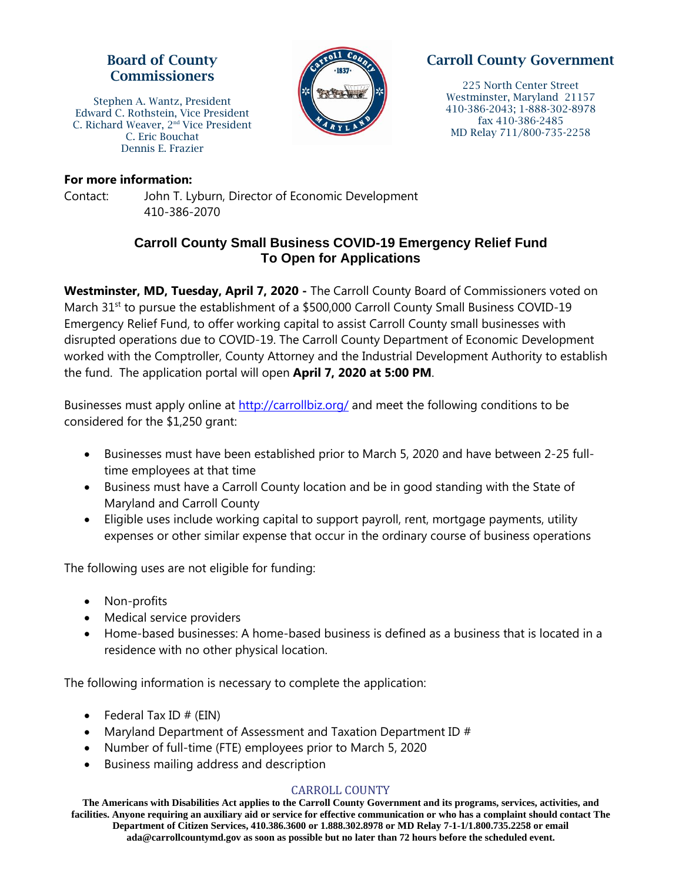**Board of County Commissioners**

Stephen A. Wantz, President
Edward C. Rothstein, Vice President
C. Richard Weaver, 2nd Vice President
C. Eric Bouchat
Dennis E. Frazier

**Carroll County Government**

225 North Center Street
Westminster, Maryland 21157
410-386-2043; 1-888-302-8978
fax 410-386-2485
MD Relay 711/800-735-2258

**For more information:**

Contact: John T. Lyburn, Director of Economic Development
410-386-2070

## Carroll County Small Business COVID-19 Emergency Relief Fund To Open for Applications

**Westminster, MD, Tuesday, April 7, 2020 -** The Carroll County Board of Commissioners voted on March 31st to pursue the establishment of a $500,000 Carroll County Small Business COVID-19 Emergency Relief Fund, to offer working capital to assist Carroll County small businesses with disrupted operations due to COVID-19. The Carroll County Department of Economic Development worked with the Comptroller, County Attorney and the Industrial Development Authority to establish the fund. The application portal will open **April 7, 2020 at 5:00 PM**.

Businesses must apply online at http://carrollbiz.org/ and meet the following conditions to be considered for the $1,250 grant:

- Businesses must have been established prior to March 5, 2020 and have between 2-25 full-time employees at that time
- Business must have a Carroll County location and be in good standing with the State of Maryland and Carroll County
- Eligible uses include working capital to support payroll, rent, mortgage payments, utility expenses or other similar expense that occur in the ordinary course of business operations

The following uses are not eligible for funding:

- Non-profits
- Medical service providers
- Home-based businesses: A home-based business is defined as a business that is located in a residence with no other physical location.

The following information is necessary to complete the application:

- Federal Tax ID # (EIN)
- Maryland Department of Assessment and Taxation Department ID #
- Number of full-time (FTE) employees prior to March 5, 2020
- Business mailing address and description

CARROLL COUNTY

**The Americans with Disabilities Act applies to the Carroll County Government and its programs, services, activities, and facilities. Anyone requiring an auxiliary aid or service for effective communication or who has a complaint should contact The Department of Citizen Services, 410.386.3600 or 1.888.302.8978 or MD Relay 7-1-1/1.800.735.2258 or email ada@carrollcountymd.gov as soon as possible but no later than 72 hours before the scheduled event.**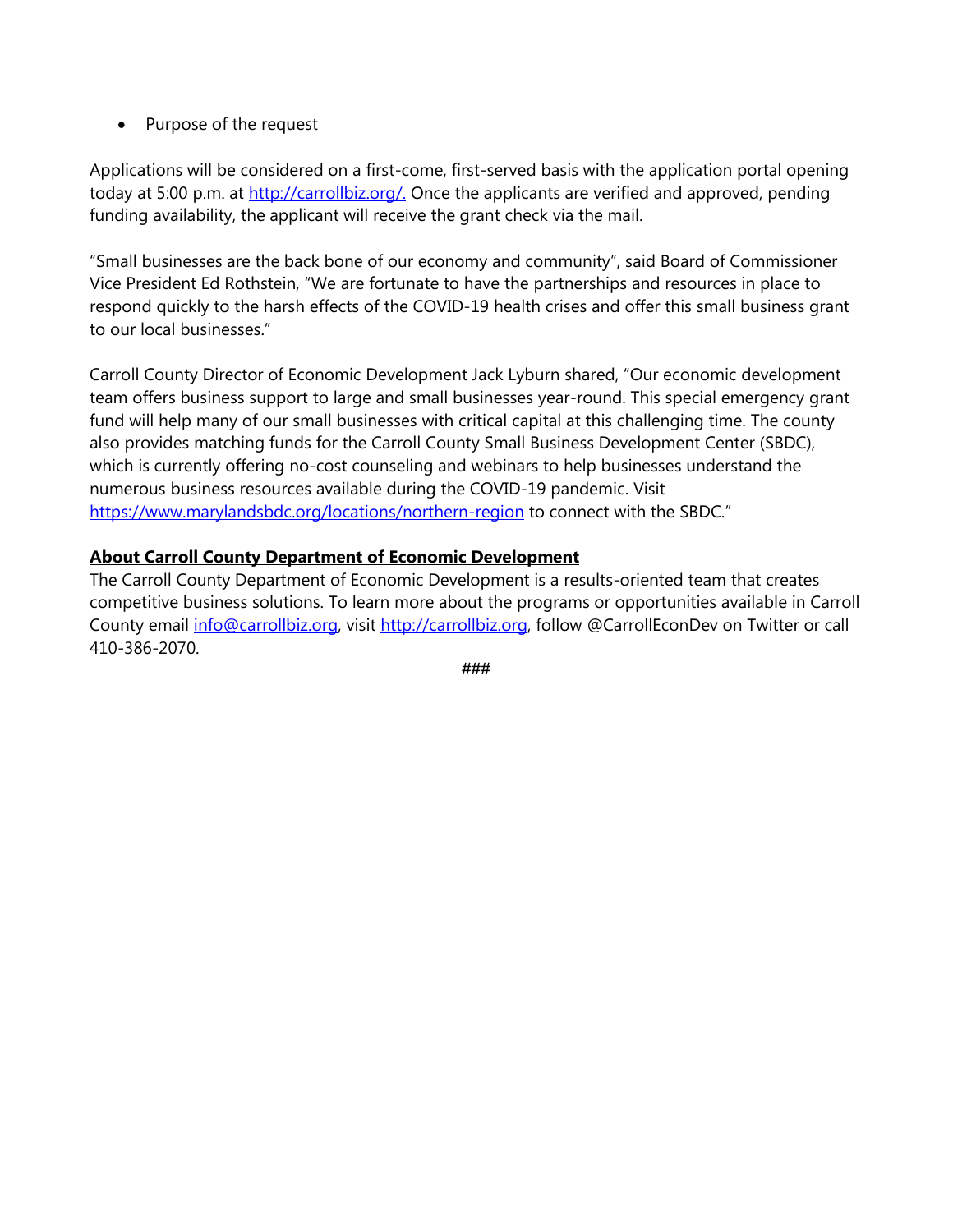- Purpose of the request

Applications will be considered on a first-come, first-served basis with the application portal opening today at 5:00 p.m. at http://carrollbiz.org/. Once the applicants are verified and approved, pending funding availability, the applicant will receive the grant check via the mail.

"Small businesses are the back bone of our economy and community", said Board of Commissioner Vice President Ed Rothstein, "We are fortunate to have the partnerships and resources in place to respond quickly to the harsh effects of the COVID-19 health crises and offer this small business grant to our local businesses."

Carroll County Director of Economic Development Jack Lyburn shared, "Our economic development team offers business support to large and small businesses year-round. This special emergency grant fund will help many of our small businesses with critical capital at this challenging time. The county also provides matching funds for the Carroll County Small Business Development Center (SBDC), which is currently offering no-cost counseling and webinars to help businesses understand the numerous business resources available during the COVID-19 pandemic. Visit https://www.marylandsbdc.org/locations/northern-region to connect with the SBDC."

**About Carroll County Department of Economic Development**

The Carroll County Department of Economic Development is a results-oriented team that creates competitive business solutions. To learn more about the programs or opportunities available in Carroll County email info@carrollbiz.org, visit http://carrollbiz.org, follow @CarrollEconDev on Twitter or call 410-386-2070.

###